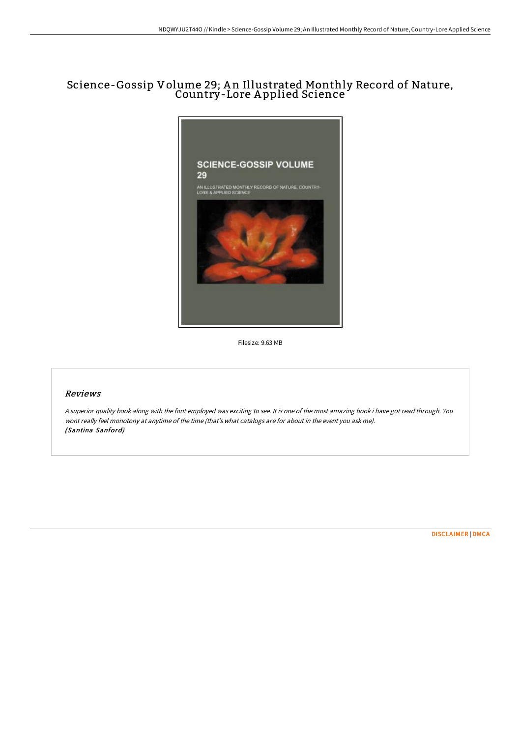# Science-Gossip Volume 29; An Illustrated Monthly Record of Nature, Country-Lore Applied Science

Filesize: 9.63 MB

## Reviews

*A superior quality book along with the font employed was exciting to see. It is one of the most amazing book i have got read through. You wont really feel monotony at anytime of the time (that's what catalogs are for about in the event you ask me).*
***(Santina Sanford)***

DISCLAIMER | DMCA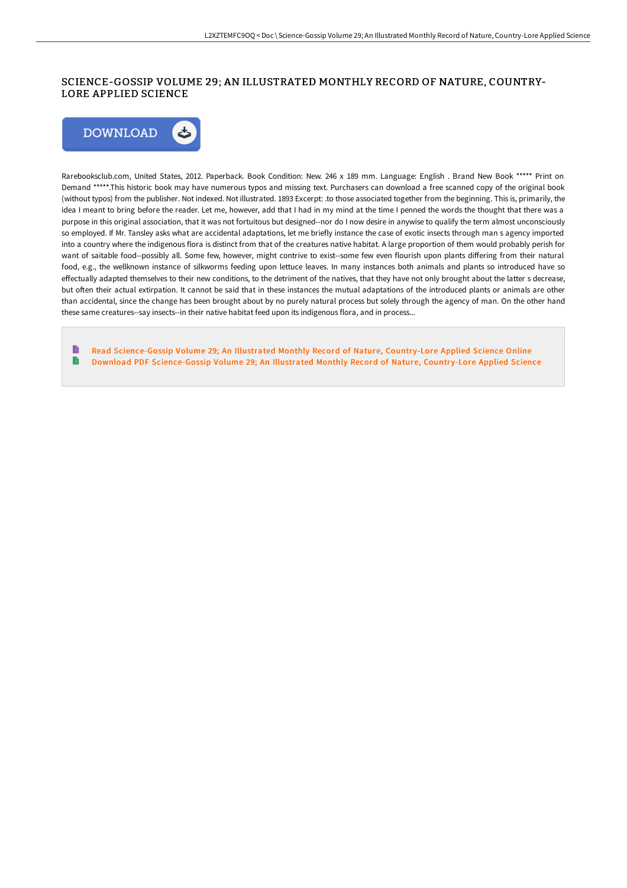# SCIENCE-GOSSIP VOLUME 29; AN ILLUSTRATED MONTHLY RECORD OF NATURE, COUNTRY-LORE APPLIED SCIENCE

DOWNLOAD

Rarebooksclub.com, United States, 2012. Paperback. Book Condition: New. 246 x 189 mm. Language: English . Brand New Book ***** Print on Demand *****.This historic book may have numerous typos and missing text. Purchasers can download a free scanned copy of the original book (without typos) from the publisher. Not indexed. Not illustrated. 1893 Excerpt: .to those associated together from the beginning. This is, primarily, the idea I meant to bring before the reader. Let me, however, add that I had in my mind at the time I penned the words the thought that there was a purpose in this original association, that it was not fortuitous but designed--nor do I now desire in anywise to qualify the term almost unconsciously so employed. If Mr. Tansley asks what are accidental adaptations, let me briefly instance the case of exotic insects through man s agency imported into a country where the indigenous flora is distinct from that of the creatures native habitat. A large proportion of them would probably perish for want of saitable food--possibly all. Some few, however, might contrive to exist--some few even flourish upon plants differing from their natural food, e.g., the wellknown instance of silkworms feeding upon lettuce leaves. In many instances both animals and plants so introduced have so effectually adapted themselves to their new conditions, to the detriment of the natives, that they have not only brought about the latter s decrease, but often their actual extirpation. It cannot be said that in these instances the mutual adaptations of the introduced plants or animals are other than accidental, since the change has been brought about by no purely natural process but solely through the agency of man. On the other hand these same creatures--say insects--in their native habitat feed upon its indigenous flora, and in process...

- Read Science-Gossip Volume 29; An Illustrated Monthly Record of Nature, Country-Lore Applied Science Online
- Download PDF Science-Gossip Volume 29; An Illustrated Monthly Record of Nature, Country-Lore Applied Science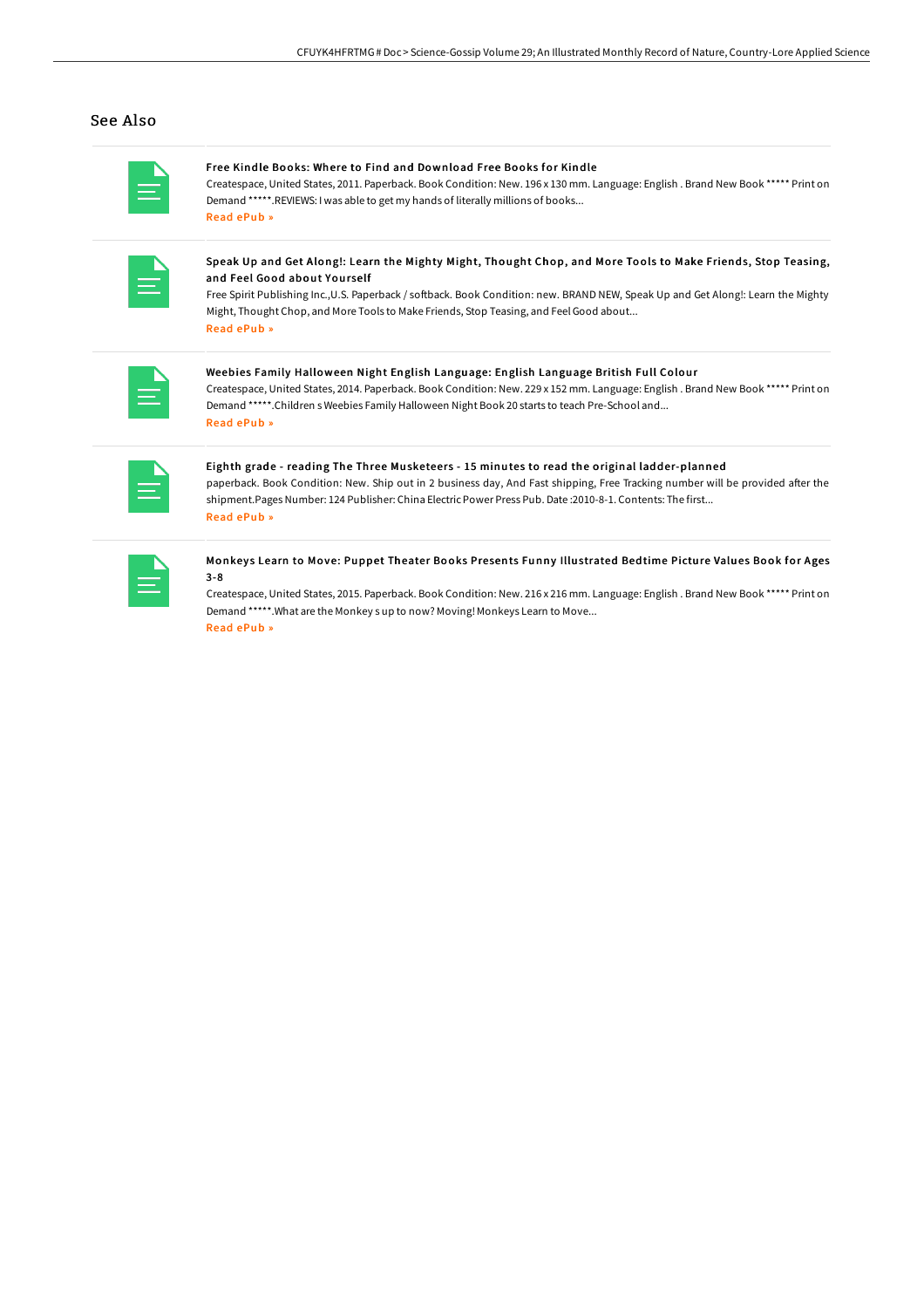## See Also

**Free Kindle Books: Where to Find and Download Free Books for Kindle**

Createspace, United States, 2011. Paperback. Book Condition: New. 196 x 130 mm. Language: English . Brand New Book ***** Print on Demand *****.REVIEWS: I was able to get my hands of literally millions of books...

Read ePub »

**Speak Up and Get Along!: Learn the Mighty Might, Thought Chop, and More Tools to Make Friends, Stop Teasing, and Feel Good about Yourself**

Free Spirit Publishing Inc.,U.S. Paperback / softback. Book Condition: new. BRAND NEW, Speak Up and Get Along!: Learn the Mighty Might, Thought Chop, and More Tools to Make Friends, Stop Teasing, and Feel Good about...

Read ePub »

**Weebies Family Halloween Night English Language: English Language British Full Colour**

Createspace, United States, 2014. Paperback. Book Condition: New. 229 x 152 mm. Language: English . Brand New Book ***** Print on Demand *****.Children s Weebies Family Halloween Night Book 20 starts to teach Pre-School and...

Read ePub »

**Eighth grade - reading The Three Musketeers - 15 minutes to read the original ladder-planned**

paperback. Book Condition: New. Ship out in 2 business day, And Fast shipping, Free Tracking number will be provided after the shipment.Pages Number: 124 Publisher: China Electric Power Press Pub. Date :2010-8-1. Contents: The first...

Read ePub »

**Monkeys Learn to Move: Puppet Theater Books Presents Funny Illustrated Bedtime Picture Values Book for Ages 3-8**

Createspace, United States, 2015. Paperback. Book Condition: New. 216 x 216 mm. Language: English . Brand New Book ***** Print on Demand *****.What are the Monkey s up to now? Moving! Monkeys Learn to Move...

Read ePub »